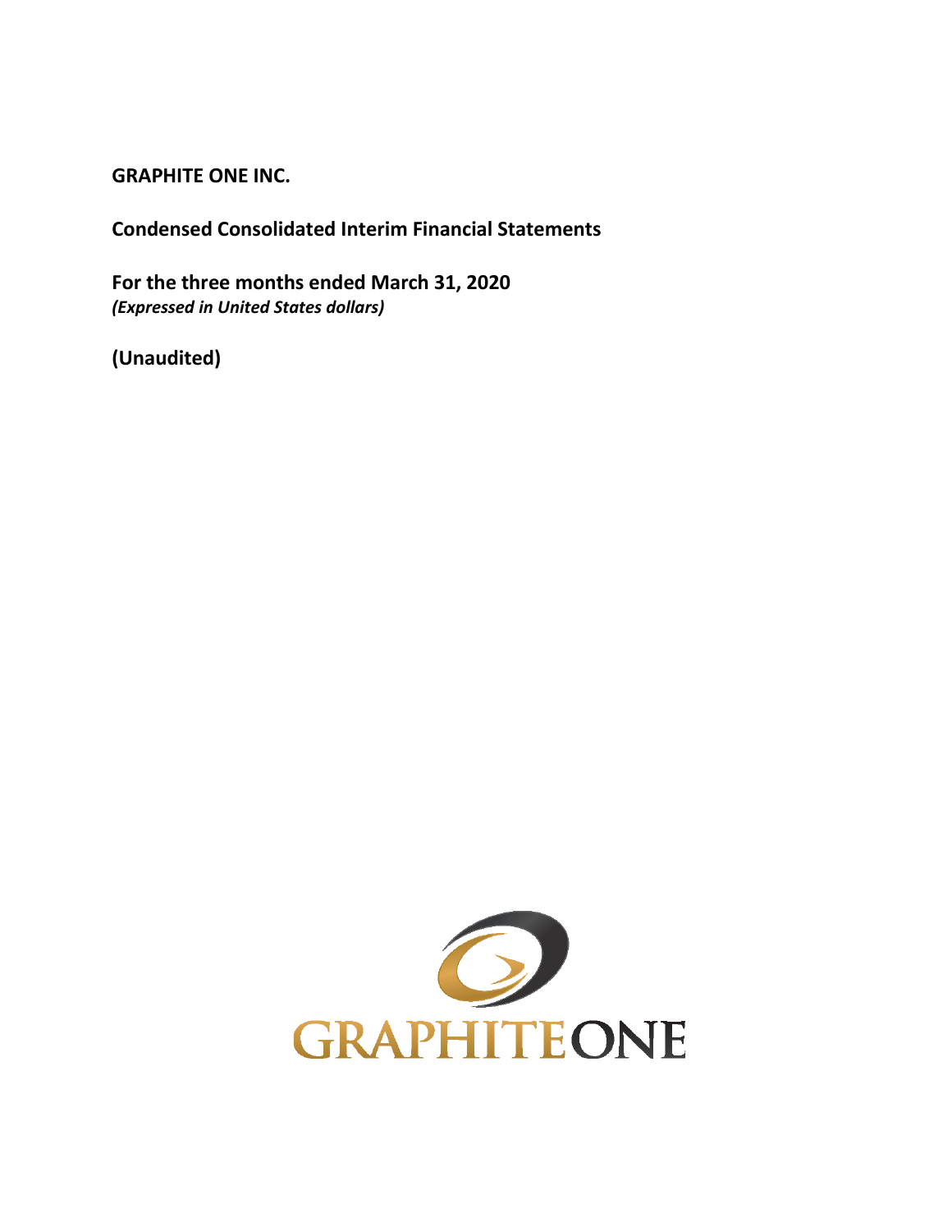**GRAPHITE ONE INC.**

**Condensed Consolidated Interim Financial Statements**

**For the three months ended March 31, 2020**
***(Expressed in United States dollars)***

**(Unaudited)**

GRAPHITEONE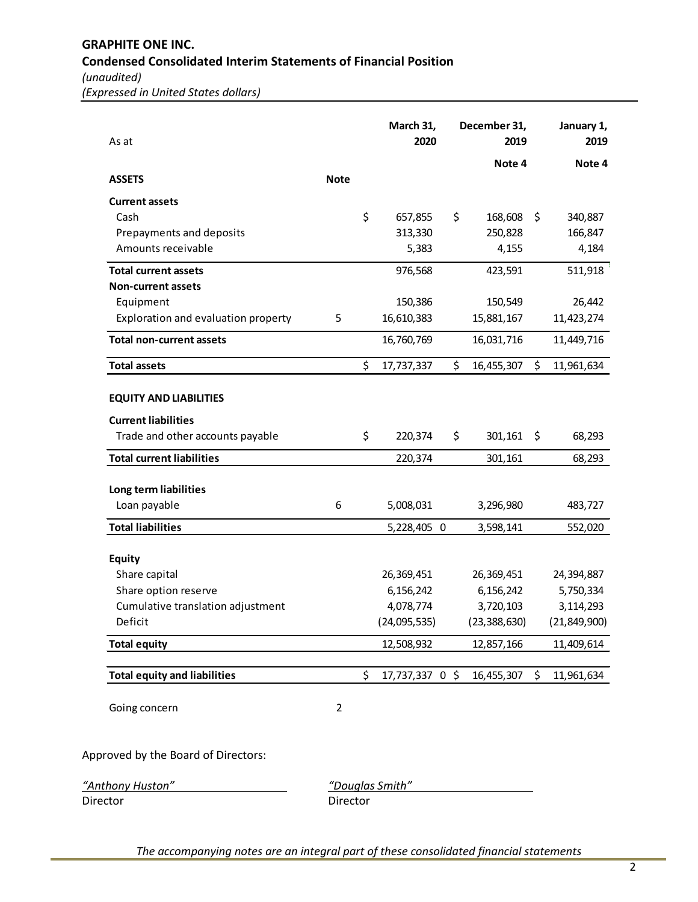# GRAPHITE ONE INC.

## Condensed Consolidated Interim Statements of Financial Position

*(unaudited)*

*(Expressed in United States dollars)*

| As at | Note | March 31, 2020 | December 31, 2019 | January 1, 2019 |
|---|---|---|---|---|
| | | | Note 4 | Note 4 |
| **ASSETS** | | | | |
| **Current assets** | | | | |
| Cash | | $ 657,855 | $ 168,608 | $ 340,887 |
| Prepayments and deposits | | 313,330 | 250,828 | 166,847 |
| Amounts receivable | | 5,383 | 4,155 | 4,184 |
| **Total current assets** | | 976,568 | 423,591 | 511,918 |
| **Non-current assets** | | | | |
| Equipment | | 150,386 | 150,549 | 26,442 |
| Exploration and evaluation property | 5 | 16,610,383 | 15,881,167 | 11,423,274 |
| **Total non-current assets** | | 16,760,769 | 16,031,716 | 11,449,716 |
| **Total assets** | | $ 17,737,337 | $ 16,455,307 | $ 11,961,634 |
| **EQUITY AND LIABILITIES** | | | | |
| **Current liabilities** | | | | |
| Trade and other accounts payable | | $ 220,374 | $ 301,161 | $ 68,293 |
| **Total current liabilities** | | 220,374 | 301,161 | 68,293 |
| **Long term liabilities** | | | | |
| Loan payable | 6 | 5,008,031 | 3,296,980 | 483,727 |
| **Total liabilities** | | 5,228,405 | 3,598,141 | 552,020 |
| **Equity** | | | | |
| Share capital | | 26,369,451 | 26,369,451 | 24,394,887 |
| Share option reserve | | 6,156,242 | 6,156,242 | 5,750,334 |
| Cumulative translation adjustment | | 4,078,774 | 3,720,103 | 3,114,293 |
| Deficit | | (24,095,535) | (23,388,630) | (21,849,900) |
| **Total equity** | | 12,508,932 | 12,857,166 | 11,409,614 |
| **Total equity and liabilities** | | $ 17,737,337 | $ 16,455,307 | $ 11,961,634 |

Going concern — Note 2

Approved by the Board of Directors:

*"Anthony Huston"*
Director

*"Douglas Smith"*
Director

*The accompanying notes are an integral part of these consolidated financial statements*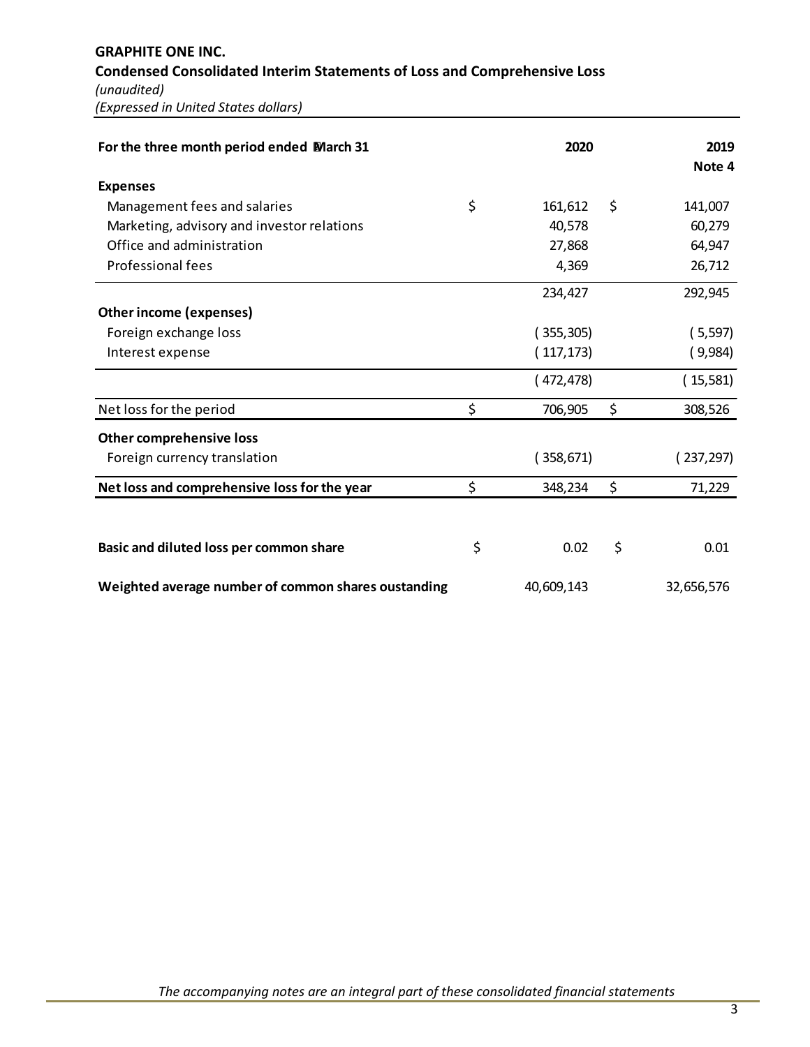**GRAPHITE ONE INC.**

**Condensed Consolidated Interim Statements of Loss and Comprehensive Loss**

*(unaudited)*

*(Expressed in United States dollars)*

| For the three month period ended March 31 | | 2020 | | 2019 Note 4 |
|---|---|---|---|---|
| **Expenses** | | | | |
| Management fees and salaries | $ | 161,612 | $ | 141,007 |
| Marketing, advisory and investor relations | | 40,578 | | 60,279 |
| Office and administration | | 27,868 | | 64,947 |
| Professional fees | | 4,369 | | 26,712 |
| | | 234,427 | | 292,945 |
| **Other income (expenses)** | | | | |
| Foreign exchange loss | | ( 355,305) | | ( 5,597) |
| Interest expense | | ( 117,173) | | ( 9,984) |
| | | ( 472,478) | | ( 15,581) |
| Net loss for the period | $ | 706,905 | $ | 308,526 |
| **Other comprehensive loss** | | | | |
| Foreign currency translation | | ( 358,671) | | ( 237,297) |
| **Net loss and comprehensive loss for the year** | $ | 348,234 | $ | 71,229 |
| | | | | |
| **Basic and diluted loss per common share** | $ | 0.02 | $ | 0.01 |
| **Weighted average number of common shares outstanding** | | 40,609,143 | | 32,656,576 |

*The accompanying notes are an integral part of these consolidated financial statements*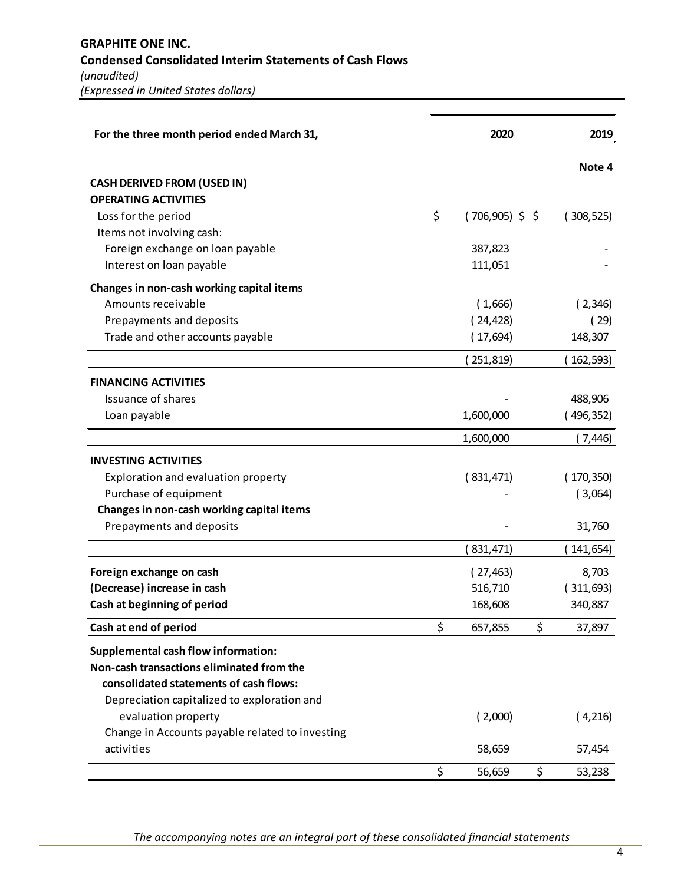**GRAPHITE ONE INC.**
**Condensed Consolidated Interim Statements of Cash Flows**
*(unaudited)*
*(Expressed in United States dollars)*

| For the three month period ended March 31, | 2020 | 2019 |
|---|---|---|
| | | Note 4 |
| **CASH DERIVED FROM (USED IN)** | | |
| **OPERATING ACTIVITIES** | | |
| Loss for the period | $ ( 706,905) | $ ( 308,525) |
| Items not involving cash: | | |
| Foreign exchange on loan payable | 387,823 | - |
| Interest on loan payable | 111,051 | - |
| **Changes in non-cash working capital items** | | |
| Amounts receivable | ( 1,666) | ( 2,346) |
| Prepayments and deposits | ( 24,428) | ( 29) |
| Trade and other accounts payable | ( 17,694) | 148,307 |
| | ( 251,819) | ( 162,593) |
| **FINANCING ACTIVITIES** | | |
| Issuance of shares | - | 488,906 |
| Loan payable | 1,600,000 | ( 496,352) |
| | 1,600,000 | ( 7,446) |
| **INVESTING ACTIVITIES** | | |
| Exploration and evaluation property | ( 831,471) | ( 170,350) |
| Purchase of equipment | - | ( 3,064) |
| **Changes in non-cash working capital items** | | |
| Prepayments and deposits | - | 31,760 |
| | ( 831,471) | ( 141,654) |
| **Foreign exchange on cash** | ( 27,463) | 8,703 |
| **(Decrease) increase in cash** | 516,710 | ( 311,693) |
| **Cash at beginning of period** | 168,608 | 340,887 |
| **Cash at end of period** | $ 657,855 | $ 37,897 |
| **Supplemental cash flow information:** | | |
| **Non-cash transactions eliminated from the consolidated statements of cash flows:** | | |
| Depreciation capitalized to exploration and evaluation property | ( 2,000) | ( 4,216) |
| Change in Accounts payable related to investing activities | 58,659 | 57,454 |
| | $ 56,659 | $ 53,238 |

*The accompanying notes are an integral part of these consolidated financial statements*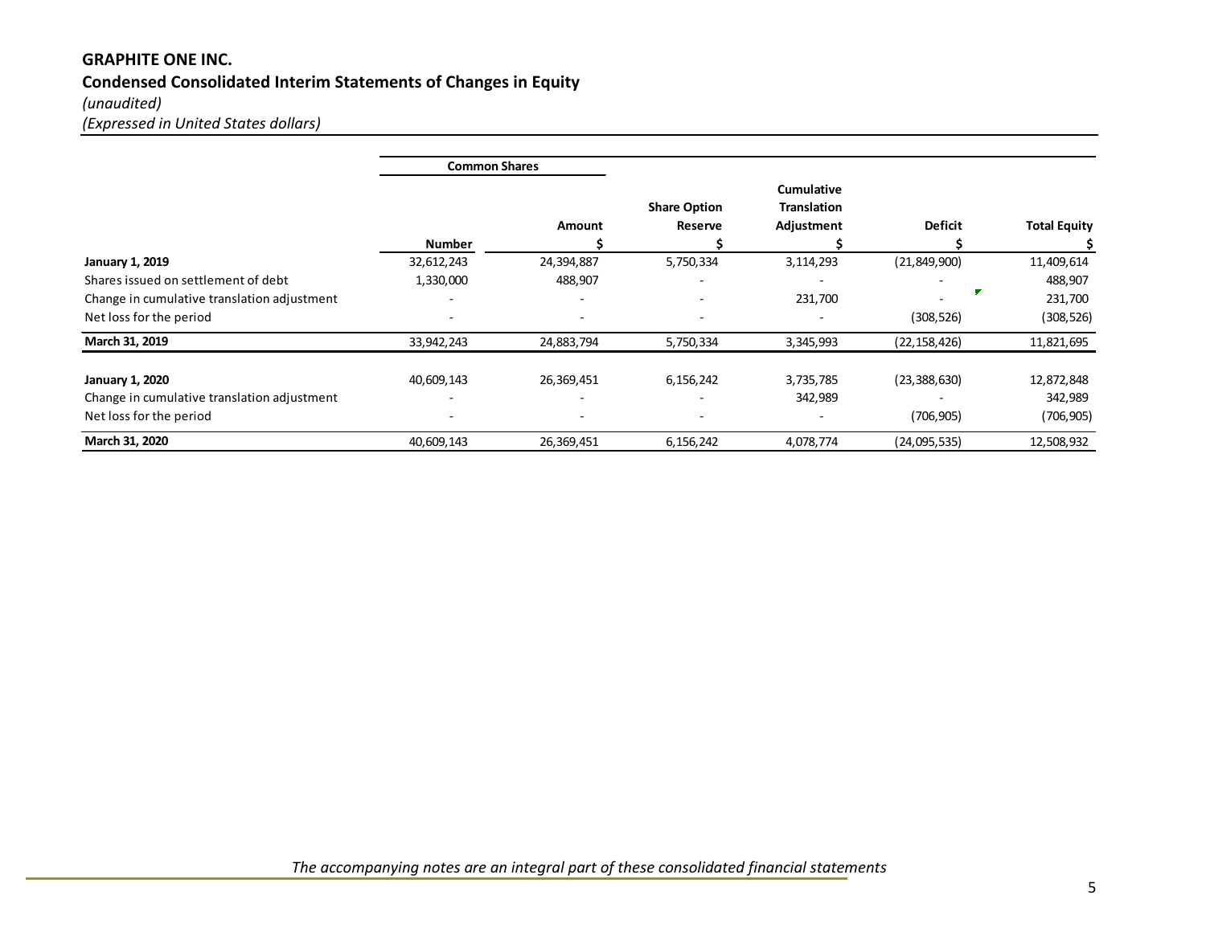**GRAPHITE ONE INC.**

**Condensed Consolidated Interim Statements of Changes in Equity**

*(unaudited)*

*(Expressed in United States dollars)*

| | Common Shares | | | | | |
|---|---|---|---|---|---|---|
| | Number | Amount $ | Share Option Reserve $ | Cumulative Translation Adjustment $ | Deficit $ | Total Equity $ |
| **January 1, 2019** | 32,612,243 | 24,394,887 | 5,750,334 | 3,114,293 | (21,849,900) | 11,409,614 |
| Shares issued on settlement of debt | 1,330,000 | 488,907 | - | - | - | 488,907 |
| Change in cumulative translation adjustment | - | - | - | 231,700 | - | 231,700 |
| Net loss for the period | - | - | - | - | (308,526) | (308,526) |
| **March 31, 2019** | 33,942,243 | 24,883,794 | 5,750,334 | 3,345,993 | (22,158,426) | 11,821,695 |
| | | | | | | |
| **January 1, 2020** | 40,609,143 | 26,369,451 | 6,156,242 | 3,735,785 | (23,388,630) | 12,872,848 |
| Change in cumulative translation adjustment | - | - | - | 342,989 | - | 342,989 |
| Net loss for the period | - | - | - | - | (706,905) | (706,905) |
| **March 31, 2020** | 40,609,143 | 26,369,451 | 6,156,242 | 4,078,774 | (24,095,535) | 12,508,932 |

*The accompanying notes are an integral part of these consolidated financial statements*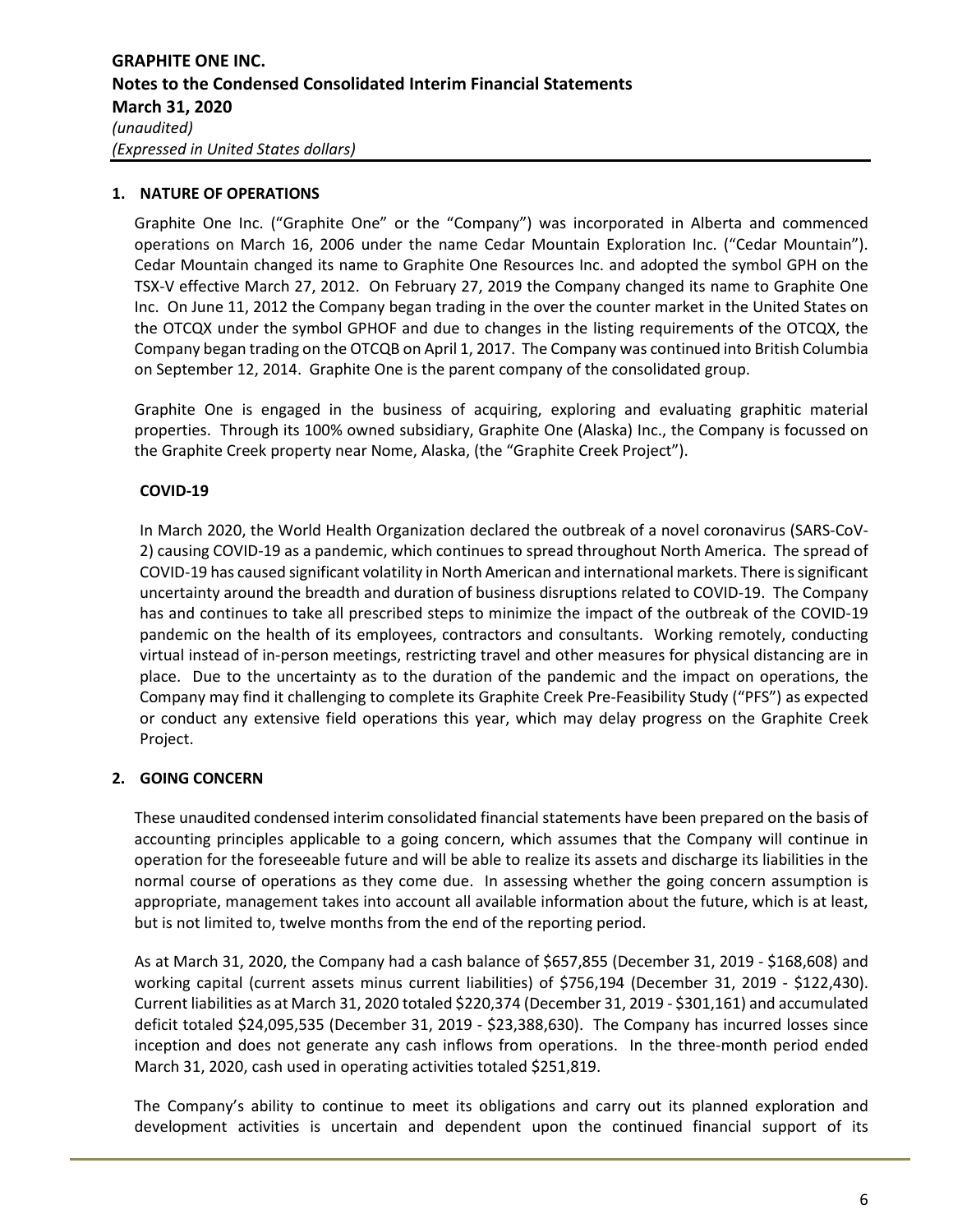## 1. NATURE OF OPERATIONS

Graphite One Inc. ("Graphite One" or the "Company") was incorporated in Alberta and commenced operations on March 16, 2006 under the name Cedar Mountain Exploration Inc. ("Cedar Mountain"). Cedar Mountain changed its name to Graphite One Resources Inc. and adopted the symbol GPH on the TSX-V effective March 27, 2012. On February 27, 2019 the Company changed its name to Graphite One Inc. On June 11, 2012 the Company began trading in the over the counter market in the United States on the OTCQX under the symbol GPHOF and due to changes in the listing requirements of the OTCQX, the Company began trading on the OTCQB on April 1, 2017. The Company was continued into British Columbia on September 12, 2014. Graphite One is the parent company of the consolidated group.

Graphite One is engaged in the business of acquiring, exploring and evaluating graphitic material properties. Through its 100% owned subsidiary, Graphite One (Alaska) Inc., the Company is focussed on the Graphite Creek property near Nome, Alaska, (the "Graphite Creek Project").

### COVID-19

In March 2020, the World Health Organization declared the outbreak of a novel coronavirus (SARS-CoV-2) causing COVID-19 as a pandemic, which continues to spread throughout North America. The spread of COVID-19 has caused significant volatility in North American and international markets. There is significant uncertainty around the breadth and duration of business disruptions related to COVID-19. The Company has and continues to take all prescribed steps to minimize the impact of the outbreak of the COVID-19 pandemic on the health of its employees, contractors and consultants. Working remotely, conducting virtual instead of in-person meetings, restricting travel and other measures for physical distancing are in place. Due to the uncertainty as to the duration of the pandemic and the impact on operations, the Company may find it challenging to complete its Graphite Creek Pre-Feasibility Study ("PFS") as expected or conduct any extensive field operations this year, which may delay progress on the Graphite Creek Project.

## 2. GOING CONCERN

These unaudited condensed interim consolidated financial statements have been prepared on the basis of accounting principles applicable to a going concern, which assumes that the Company will continue in operation for the foreseeable future and will be able to realize its assets and discharge its liabilities in the normal course of operations as they come due. In assessing whether the going concern assumption is appropriate, management takes into account all available information about the future, which is at least, but is not limited to, twelve months from the end of the reporting period.

As at March 31, 2020, the Company had a cash balance of $657,855 (December 31, 2019 - $168,608) and working capital (current assets minus current liabilities) of $756,194 (December 31, 2019 - $122,430). Current liabilities as at March 31, 2020 totaled $220,374 (December 31, 2019 - $301,161) and accumulated deficit totaled $24,095,535 (December 31, 2019 - $23,388,630). The Company has incurred losses since inception and does not generate any cash inflows from operations. In the three-month period ended March 31, 2020, cash used in operating activities totaled $251,819.

The Company's ability to continue to meet its obligations and carry out its planned exploration and development activities is uncertain and dependent upon the continued financial support of its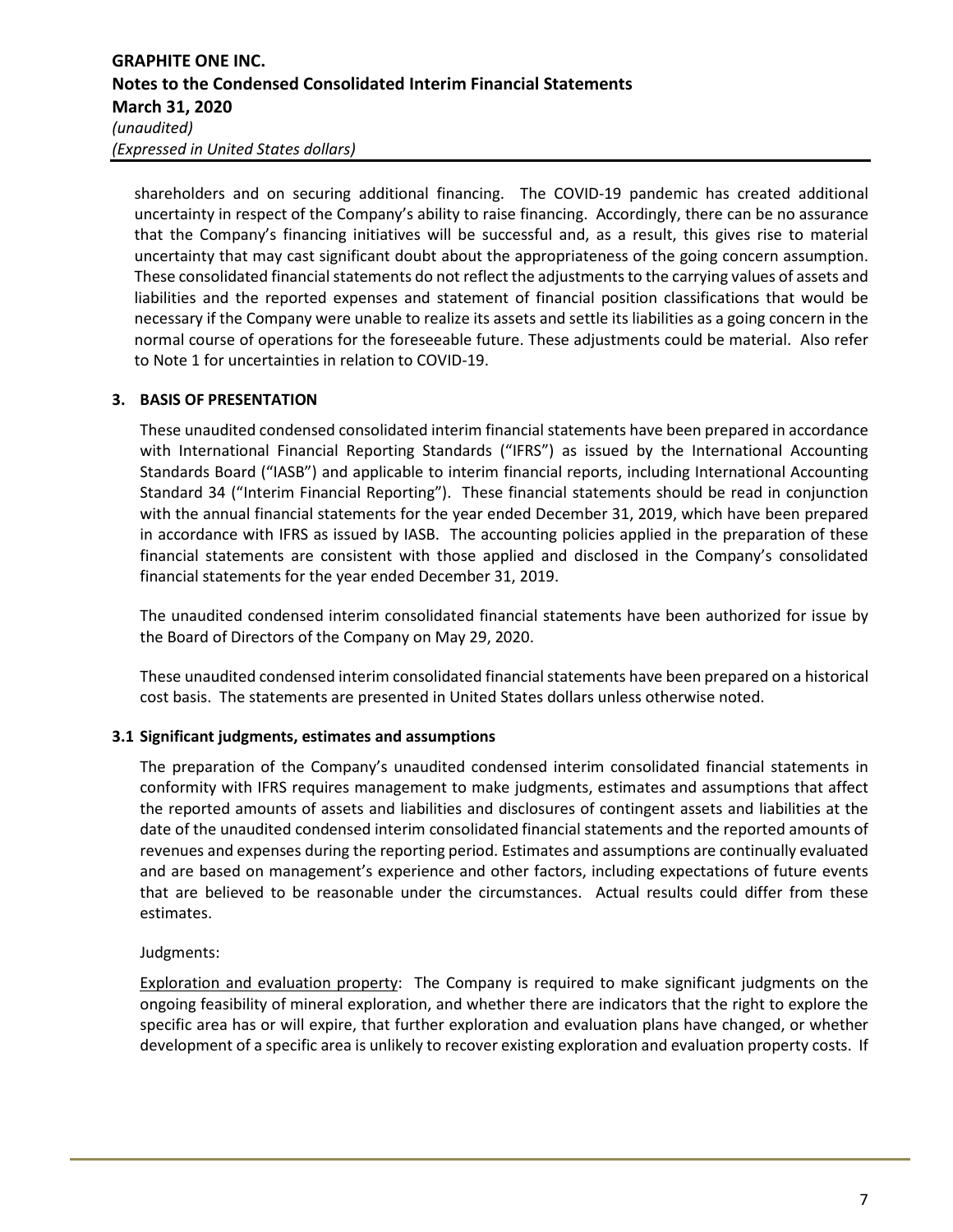shareholders and on securing additional financing. The COVID-19 pandemic has created additional uncertainty in respect of the Company's ability to raise financing. Accordingly, there can be no assurance that the Company's financing initiatives will be successful and, as a result, this gives rise to material uncertainty that may cast significant doubt about the appropriateness of the going concern assumption. These consolidated financial statements do not reflect the adjustments to the carrying values of assets and liabilities and the reported expenses and statement of financial position classifications that would be necessary if the Company were unable to realize its assets and settle its liabilities as a going concern in the normal course of operations for the foreseeable future. These adjustments could be material. Also refer to Note 1 for uncertainties in relation to COVID-19.

## 3. BASIS OF PRESENTATION

These unaudited condensed consolidated interim financial statements have been prepared in accordance with International Financial Reporting Standards ("IFRS") as issued by the International Accounting Standards Board ("IASB") and applicable to interim financial reports, including International Accounting Standard 34 ("Interim Financial Reporting"). These financial statements should be read in conjunction with the annual financial statements for the year ended December 31, 2019, which have been prepared in accordance with IFRS as issued by IASB. The accounting policies applied in the preparation of these financial statements are consistent with those applied and disclosed in the Company's consolidated financial statements for the year ended December 31, 2019.

The unaudited condensed interim consolidated financial statements have been authorized for issue by the Board of Directors of the Company on May 29, 2020.

These unaudited condensed interim consolidated financial statements have been prepared on a historical cost basis. The statements are presented in United States dollars unless otherwise noted.

### 3.1 Significant judgments, estimates and assumptions

The preparation of the Company's unaudited condensed interim consolidated financial statements in conformity with IFRS requires management to make judgments, estimates and assumptions that affect the reported amounts of assets and liabilities and disclosures of contingent assets and liabilities at the date of the unaudited condensed interim consolidated financial statements and the reported amounts of revenues and expenses during the reporting period. Estimates and assumptions are continually evaluated and are based on management's experience and other factors, including expectations of future events that are believed to be reasonable under the circumstances. Actual results could differ from these estimates.

Judgments:

Exploration and evaluation property: The Company is required to make significant judgments on the ongoing feasibility of mineral exploration, and whether there are indicators that the right to explore the specific area has or will expire, that further exploration and evaluation plans have changed, or whether development of a specific area is unlikely to recover existing exploration and evaluation property costs. If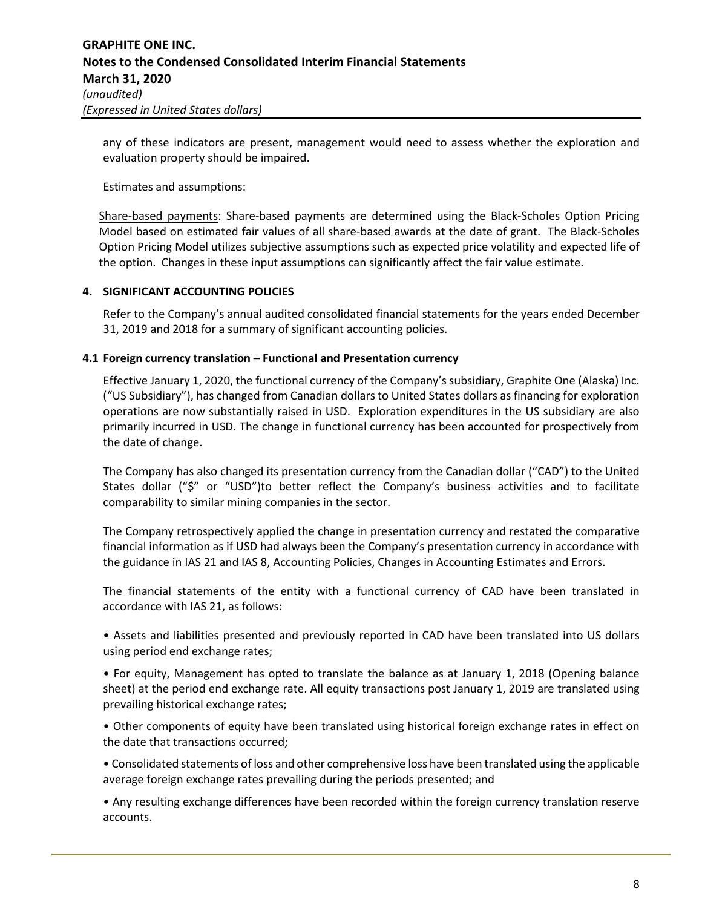any of these indicators are present, management would need to assess whether the exploration and evaluation property should be impaired.

Estimates and assumptions:

Share-based payments: Share-based payments are determined using the Black-Scholes Option Pricing Model based on estimated fair values of all share-based awards at the date of grant. The Black-Scholes Option Pricing Model utilizes subjective assumptions such as expected price volatility and expected life of the option. Changes in these input assumptions can significantly affect the fair value estimate.

## 4. SIGNIFICANT ACCOUNTING POLICIES

Refer to the Company's annual audited consolidated financial statements for the years ended December 31, 2019 and 2018 for a summary of significant accounting policies.

### 4.1 Foreign currency translation – Functional and Presentation currency

Effective January 1, 2020, the functional currency of the Company's subsidiary, Graphite One (Alaska) Inc. ("US Subsidiary"), has changed from Canadian dollars to United States dollars as financing for exploration operations are now substantially raised in USD. Exploration expenditures in the US subsidiary are also primarily incurred in USD. The change in functional currency has been accounted for prospectively from the date of change.

The Company has also changed its presentation currency from the Canadian dollar ("CAD") to the United States dollar ("$" or "USD")to better reflect the Company's business activities and to facilitate comparability to similar mining companies in the sector.

The Company retrospectively applied the change in presentation currency and restated the comparative financial information as if USD had always been the Company's presentation currency in accordance with the guidance in IAS 21 and IAS 8, Accounting Policies, Changes in Accounting Estimates and Errors.

The financial statements of the entity with a functional currency of CAD have been translated in accordance with IAS 21, as follows:

- Assets and liabilities presented and previously reported in CAD have been translated into US dollars using period end exchange rates;
- For equity, Management has opted to translate the balance as at January 1, 2018 (Opening balance sheet) at the period end exchange rate. All equity transactions post January 1, 2019 are translated using prevailing historical exchange rates;
- Other components of equity have been translated using historical foreign exchange rates in effect on the date that transactions occurred;
- Consolidated statements of loss and other comprehensive loss have been translated using the applicable average foreign exchange rates prevailing during the periods presented; and
- Any resulting exchange differences have been recorded within the foreign currency translation reserve accounts.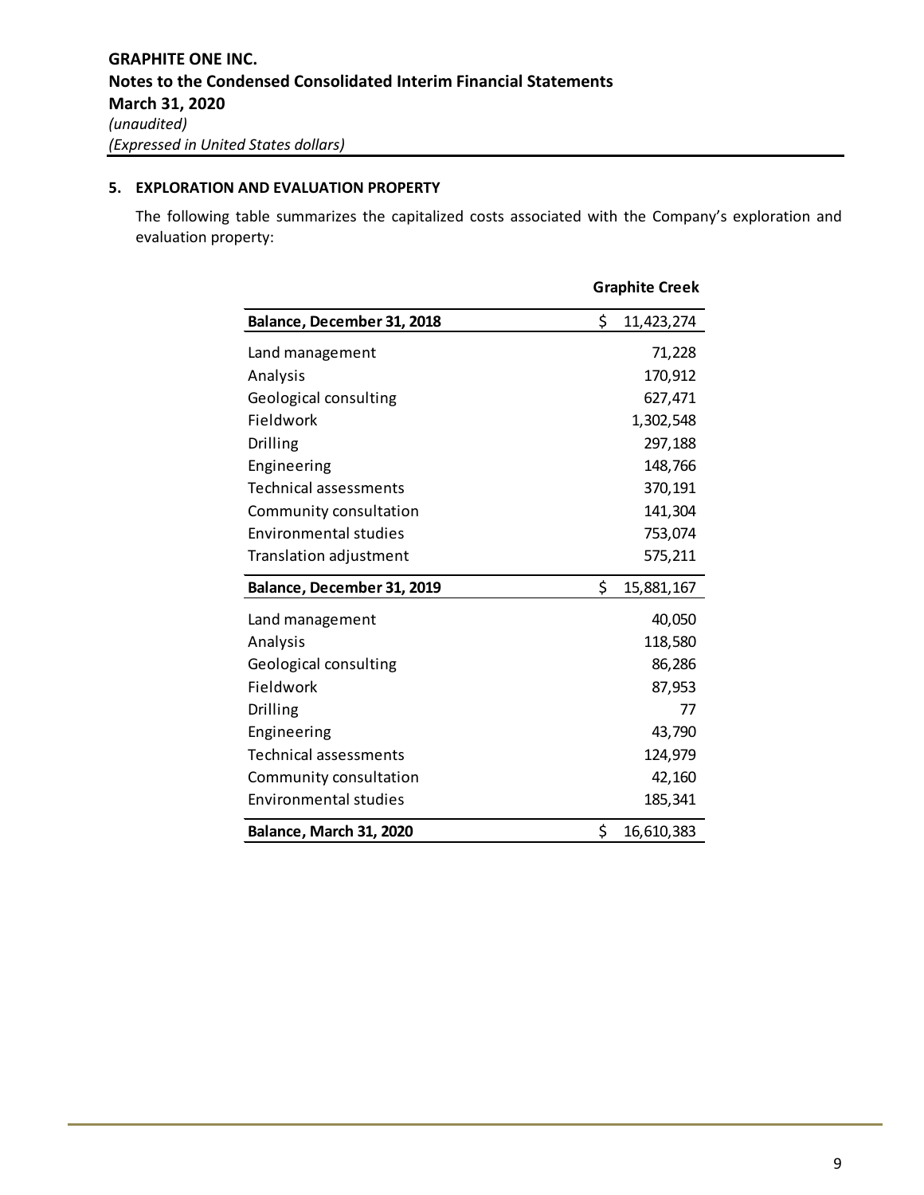## 5. EXPLORATION AND EVALUATION PROPERTY

The following table summarizes the capitalized costs associated with the Company's exploration and evaluation property:

| | Graphite Creek |
|---|---|
| **Balance, December 31, 2018** | $ 11,423,274 |
| Land management | 71,228 |
| Analysis | 170,912 |
| Geological consulting | 627,471 |
| Fieldwork | 1,302,548 |
| Drilling | 297,188 |
| Engineering | 148,766 |
| Technical assessments | 370,191 |
| Community consultation | 141,304 |
| Environmental studies | 753,074 |
| Translation adjustment | 575,211 |
| **Balance, December 31, 2019** | $ 15,881,167 |
| Land management | 40,050 |
| Analysis | 118,580 |
| Geological consulting | 86,286 |
| Fieldwork | 87,953 |
| Drilling | 77 |
| Engineering | 43,790 |
| Technical assessments | 124,979 |
| Community consultation | 42,160 |
| Environmental studies | 185,341 |
| **Balance, March 31, 2020** | $ 16,610,383 |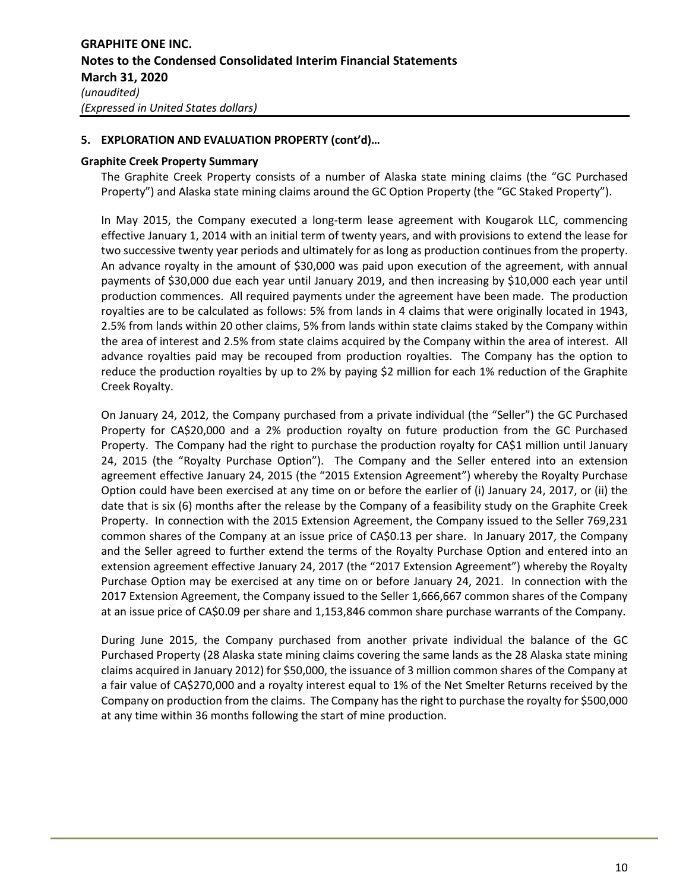## 5. EXPLORATION AND EVALUATION PROPERTY (cont'd)…

### Graphite Creek Property Summary

The Graphite Creek Property consists of a number of Alaska state mining claims (the "GC Purchased Property") and Alaska state mining claims around the GC Option Property (the "GC Staked Property").

In May 2015, the Company executed a long-term lease agreement with Kougarok LLC, commencing effective January 1, 2014 with an initial term of twenty years, and with provisions to extend the lease for two successive twenty year periods and ultimately for as long as production continues from the property. An advance royalty in the amount of $30,000 was paid upon execution of the agreement, with annual payments of $30,000 due each year until January 2019, and then increasing by $10,000 each year until production commences. All required payments under the agreement have been made. The production royalties are to be calculated as follows: 5% from lands in 4 claims that were originally located in 1943, 2.5% from lands within 20 other claims, 5% from lands within state claims staked by the Company within the area of interest and 2.5% from state claims acquired by the Company within the area of interest. All advance royalties paid may be recouped from production royalties. The Company has the option to reduce the production royalties by up to 2% by paying $2 million for each 1% reduction of the Graphite Creek Royalty.

On January 24, 2012, the Company purchased from a private individual (the "Seller") the GC Purchased Property for CA$20,000 and a 2% production royalty on future production from the GC Purchased Property. The Company had the right to purchase the production royalty for CA$1 million until January 24, 2015 (the "Royalty Purchase Option"). The Company and the Seller entered into an extension agreement effective January 24, 2015 (the "2015 Extension Agreement") whereby the Royalty Purchase Option could have been exercised at any time on or before the earlier of (i) January 24, 2017, or (ii) the date that is six (6) months after the release by the Company of a feasibility study on the Graphite Creek Property. In connection with the 2015 Extension Agreement, the Company issued to the Seller 769,231 common shares of the Company at an issue price of CA$0.13 per share. In January 2017, the Company and the Seller agreed to further extend the terms of the Royalty Purchase Option and entered into an extension agreement effective January 24, 2017 (the "2017 Extension Agreement") whereby the Royalty Purchase Option may be exercised at any time on or before January 24, 2021. In connection with the 2017 Extension Agreement, the Company issued to the Seller 1,666,667 common shares of the Company at an issue price of CA$0.09 per share and 1,153,846 common share purchase warrants of the Company.

During June 2015, the Company purchased from another private individual the balance of the GC Purchased Property (28 Alaska state mining claims covering the same lands as the 28 Alaska state mining claims acquired in January 2012) for $50,000, the issuance of 3 million common shares of the Company at a fair value of CA$270,000 and a royalty interest equal to 1% of the Net Smelter Returns received by the Company on production from the claims. The Company has the right to purchase the royalty for $500,000 at any time within 36 months following the start of mine production.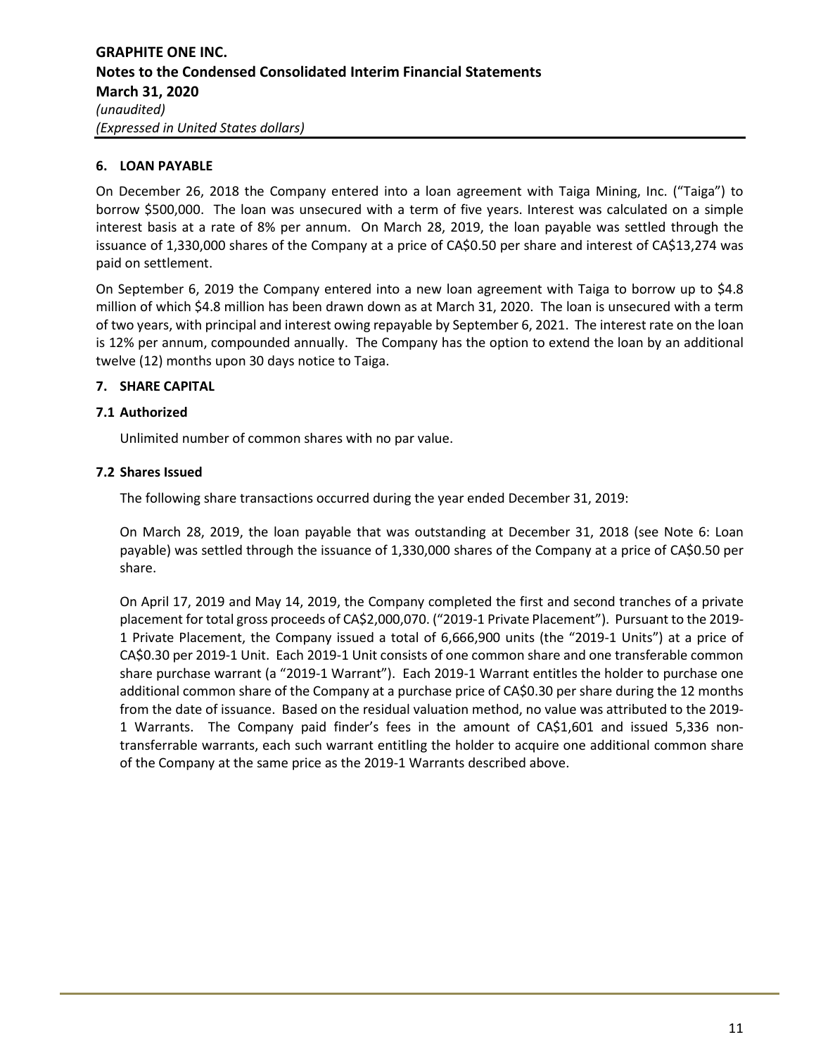### 6. LOAN PAYABLE

On December 26, 2018 the Company entered into a loan agreement with Taiga Mining, Inc. ("Taiga") to borrow $500,000. The loan was unsecured with a term of five years. Interest was calculated on a simple interest basis at a rate of 8% per annum. On March 28, 2019, the loan payable was settled through the issuance of 1,330,000 shares of the Company at a price of CA$0.50 per share and interest of CA$13,274 was paid on settlement.

On September 6, 2019 the Company entered into a new loan agreement with Taiga to borrow up to $4.8 million of which $4.8 million has been drawn down as at March 31, 2020. The loan is unsecured with a term of two years, with principal and interest owing repayable by September 6, 2021. The interest rate on the loan is 12% per annum, compounded annually. The Company has the option to extend the loan by an additional twelve (12) months upon 30 days notice to Taiga.

### 7. SHARE CAPITAL

#### 7.1 Authorized

Unlimited number of common shares with no par value.

#### 7.2 Shares Issued

The following share transactions occurred during the year ended December 31, 2019:

On March 28, 2019, the loan payable that was outstanding at December 31, 2018 (see Note 6: Loan payable) was settled through the issuance of 1,330,000 shares of the Company at a price of CA$0.50 per share.

On April 17, 2019 and May 14, 2019, the Company completed the first and second tranches of a private placement for total gross proceeds of CA$2,000,070. ("2019-1 Private Placement"). Pursuant to the 2019-1 Private Placement, the Company issued a total of 6,666,900 units (the "2019-1 Units") at a price of CA$0.30 per 2019-1 Unit. Each 2019-1 Unit consists of one common share and one transferable common share purchase warrant (a "2019-1 Warrant"). Each 2019-1 Warrant entitles the holder to purchase one additional common share of the Company at a purchase price of CA$0.30 per share during the 12 months from the date of issuance. Based on the residual valuation method, no value was attributed to the 2019-1 Warrants. The Company paid finder's fees in the amount of CA$1,601 and issued 5,336 non-transferrable warrants, each such warrant entitling the holder to acquire one additional common share of the Company at the same price as the 2019-1 Warrants described above.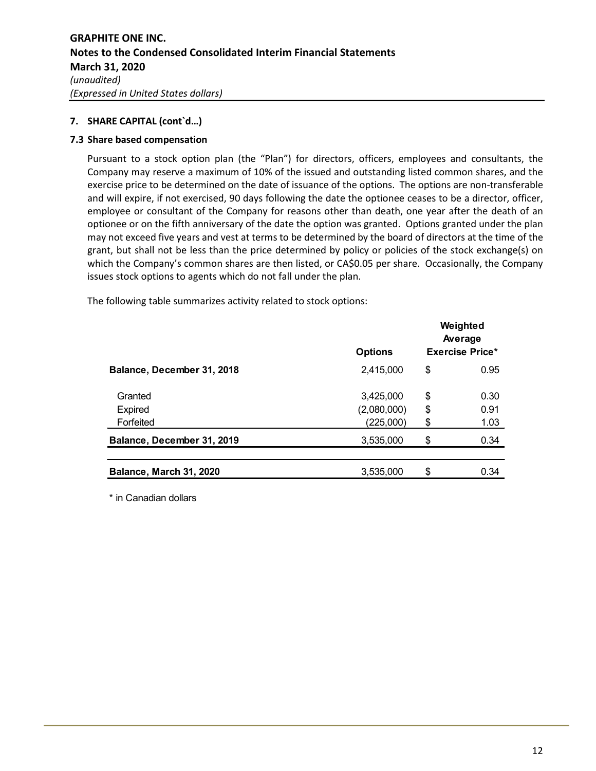## 7. SHARE CAPITAL (cont`d…)

### 7.3 Share based compensation

Pursuant to a stock option plan (the "Plan") for directors, officers, employees and consultants, the Company may reserve a maximum of 10% of the issued and outstanding listed common shares, and the exercise price to be determined on the date of issuance of the options. The options are non-transferable and will expire, if not exercised, 90 days following the date the optionee ceases to be a director, officer, employee or consultant of the Company for reasons other than death, one year after the death of an optionee or on the fifth anniversary of the date the option was granted. Options granted under the plan may not exceed five years and vest at terms to be determined by the board of directors at the time of the grant, but shall not be less than the price determined by policy or policies of the stock exchange(s) on which the Company's common shares are then listed, or CA$0.05 per share. Occasionally, the Company issues stock options to agents which do not fall under the plan.

The following table summarizes activity related to stock options:

| | Options | Weighted Average Exercise Price* |
|---|---|---|
| **Balance, December 31, 2018** | 2,415,000 | $ 0.95 |
| Granted | 3,425,000 | $ 0.30 |
| Expired | (2,080,000) | $ 0.91 |
| Forfeited | (225,000) | $ 1.03 |
| **Balance, December 31, 2019** | 3,535,000 | $ 0.34 |
| **Balance, March 31, 2020** | 3,535,000 | $ 0.34 |

\* in Canadian dollars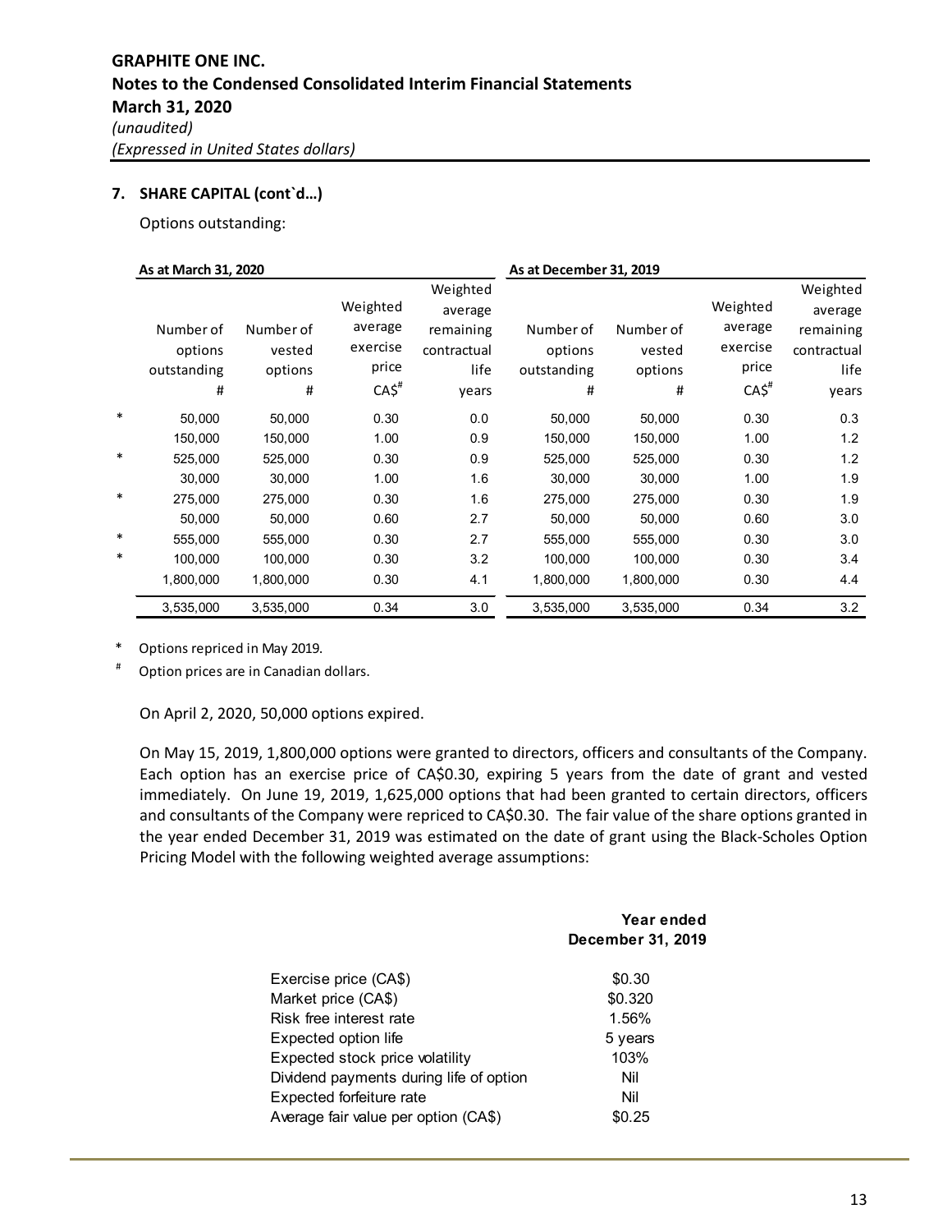## 7. SHARE CAPITAL (cont`d…)

Options outstanding:

| | As at March 31, 2020 | | | | As at December 31, 2019 | | | |
|---|---|---|---|---|---|---|---|---|
| | Number of options outstanding # | Number of vested options # | Weighted average exercise price CA$[#] | Weighted average remaining contractual life years | Number of options outstanding # | Number of vested options # | Weighted average exercise price CA$[#] | Weighted average remaining contractual life years |
| * | 50,000 | 50,000 | 0.30 | 0.0 | 50,000 | 50,000 | 0.30 | 0.3 |
| | 150,000 | 150,000 | 1.00 | 0.9 | 150,000 | 150,000 | 1.00 | 1.2 |
| * | 525,000 | 525,000 | 0.30 | 0.9 | 525,000 | 525,000 | 0.30 | 1.2 |
| | 30,000 | 30,000 | 1.00 | 1.6 | 30,000 | 30,000 | 1.00 | 1.9 |
| * | 275,000 | 275,000 | 0.30 | 1.6 | 275,000 | 275,000 | 0.30 | 1.9 |
| | 50,000 | 50,000 | 0.60 | 2.7 | 50,000 | 50,000 | 0.60 | 3.0 |
| * | 555,000 | 555,000 | 0.30 | 2.7 | 555,000 | 555,000 | 0.30 | 3.0 |
| * | 100,000 | 100,000 | 0.30 | 3.2 | 100,000 | 100,000 | 0.30 | 3.4 |
| | 1,800,000 | 1,800,000 | 0.30 | 4.1 | 1,800,000 | 1,800,000 | 0.30 | 4.4 |
| | 3,535,000 | 3,535,000 | 0.34 | 3.0 | 3,535,000 | 3,535,000 | 0.34 | 3.2 |

\* Options repriced in May 2019.

[#] Option prices are in Canadian dollars.

On April 2, 2020, 50,000 options expired.

On May 15, 2019, 1,800,000 options were granted to directors, officers and consultants of the Company. Each option has an exercise price of CA$0.30, expiring 5 years from the date of grant and vested immediately. On June 19, 2019, 1,625,000 options that had been granted to certain directors, officers and consultants of the Company were repriced to CA$0.30. The fair value of the share options granted in the year ended December 31, 2019 was estimated on the date of grant using the Black-Scholes Option Pricing Model with the following weighted average assumptions:

| | Year ended December 31, 2019 |
|---|---|
| Exercise price (CA$) | $0.30 |
| Market price (CA$) | $0.320 |
| Risk free interest rate | 1.56% |
| Expected option life | 5 years |
| Expected stock price volatility | 103% |
| Dividend payments during life of option | Nil |
| Expected forfeiture rate | Nil |
| Average fair value per option (CA$) | $0.25 |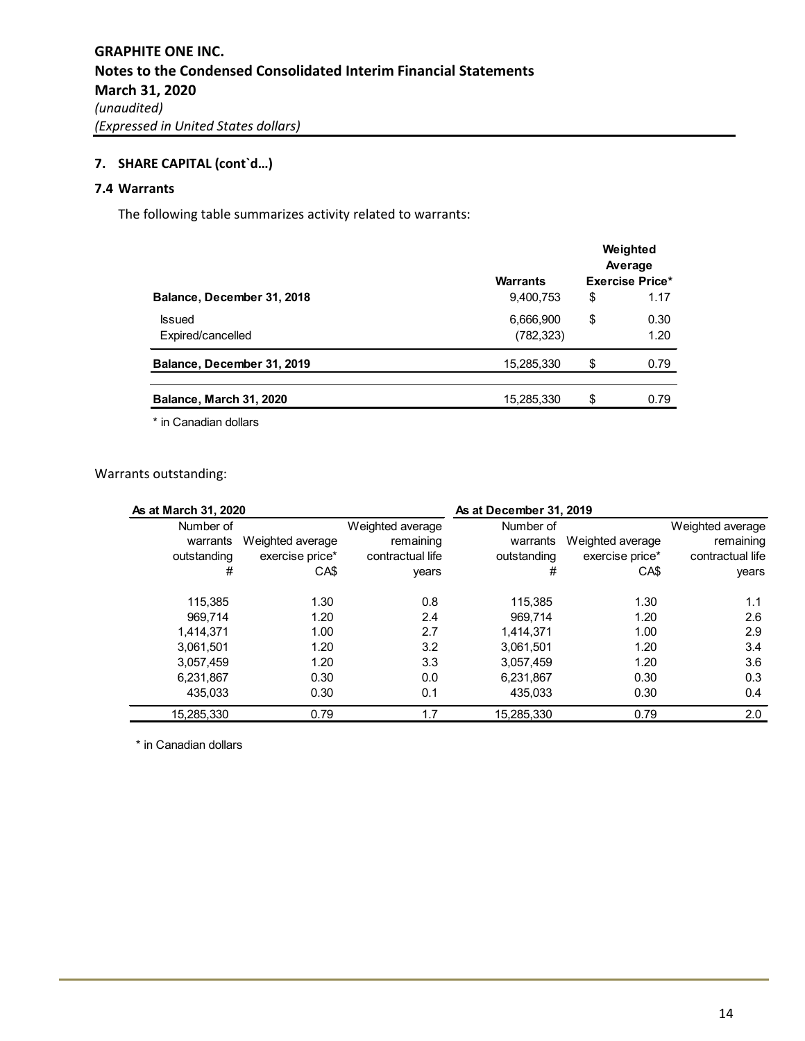## 7. SHARE CAPITAL (cont`d…)

### 7.4 Warrants

The following table summarizes activity related to warrants:

| | Warrants | Weighted Average Exercise Price* |
|---|---|---|
| **Balance, December 31, 2018** | 9,400,753 | $ 1.17 |
| Issued | 6,666,900 | $ 0.30 |
| Expired/cancelled | (782,323) | 1.20 |
| **Balance, December 31, 2019** | 15,285,330 | $ 0.79 |
| **Balance, March 31, 2020** | 15,285,330 | $ 0.79 |

\* in Canadian dollars

Warrants outstanding:

| **As at March 31, 2020** | | | **As at December 31, 2019** | | |
|---|---|---|---|---|---|
| Number of warrants outstanding # | Weighted average exercise price* CA$ | Weighted average remaining contractual life years | Number of warrants outstanding # | Weighted average exercise price* CA$ | Weighted average remaining contractual life years |
| 115,385 | 1.30 | 0.8 | 115,385 | 1.30 | 1.1 |
| 969,714 | 1.20 | 2.4 | 969,714 | 1.20 | 2.6 |
| 1,414,371 | 1.00 | 2.7 | 1,414,371 | 1.00 | 2.9 |
| 3,061,501 | 1.20 | 3.2 | 3,061,501 | 1.20 | 3.4 |
| 3,057,459 | 1.20 | 3.3 | 3,057,459 | 1.20 | 3.6 |
| 6,231,867 | 0.30 | 0.0 | 6,231,867 | 0.30 | 0.3 |
| 435,033 | 0.30 | 0.1 | 435,033 | 0.30 | 0.4 |
| 15,285,330 | 0.79 | 1.7 | 15,285,330 | 0.79 | 2.0 |

\* in Canadian dollars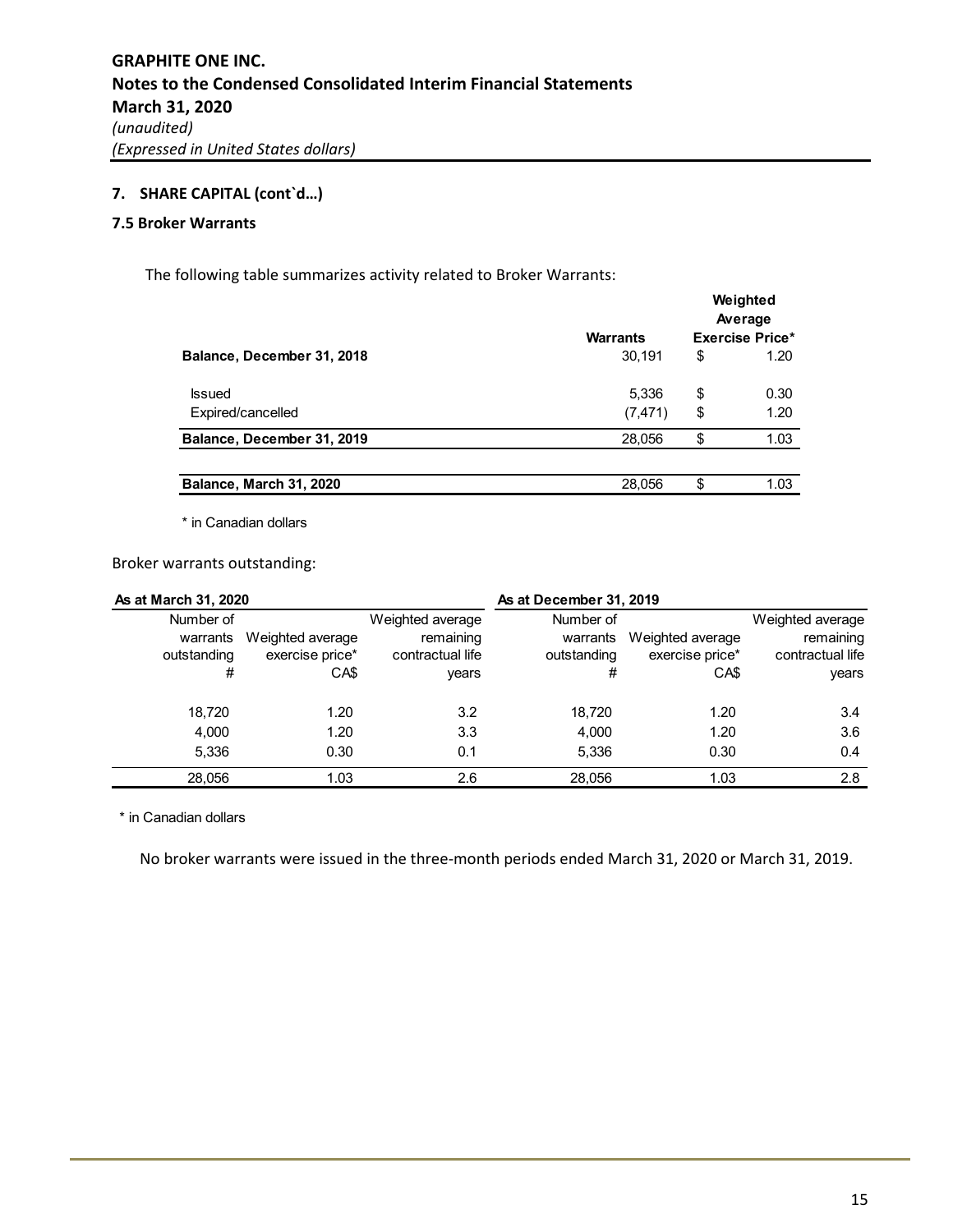## 7. SHARE CAPITAL (cont`d…)

### 7.5 Broker Warrants

The following table summarizes activity related to Broker Warrants:

| | Warrants | Weighted Average Exercise Price* |
|---|---|---|
| **Balance, December 31, 2018** | 30,191 | $ 1.20 |
| Issued | 5,336 | $ 0.30 |
| Expired/cancelled | (7,471) | $ 1.20 |
| **Balance, December 31, 2019** | 28,056 | $ 1.03 |
| **Balance, March 31, 2020** | 28,056 | $ 1.03 |

\* in Canadian dollars

Broker warrants outstanding:

| **As at March 31, 2020** | | | **As at December 31, 2019** | | |
|---|---|---|---|---|---|
| Number of warrants outstanding # | Weighted average exercise price* CA$ | Weighted average remaining contractual life years | Number of warrants outstanding # | Weighted average exercise price* CA$ | Weighted average remaining contractual life years |
| 18,720 | 1.20 | 3.2 | 18,720 | 1.20 | 3.4 |
| 4,000 | 1.20 | 3.3 | 4,000 | 1.20 | 3.6 |
| 5,336 | 0.30 | 0.1 | 5,336 | 0.30 | 0.4 |
| 28,056 | 1.03 | 2.6 | 28,056 | 1.03 | 2.8 |

\* in Canadian dollars

No broker warrants were issued in the three-month periods ended March 31, 2020 or March 31, 2019.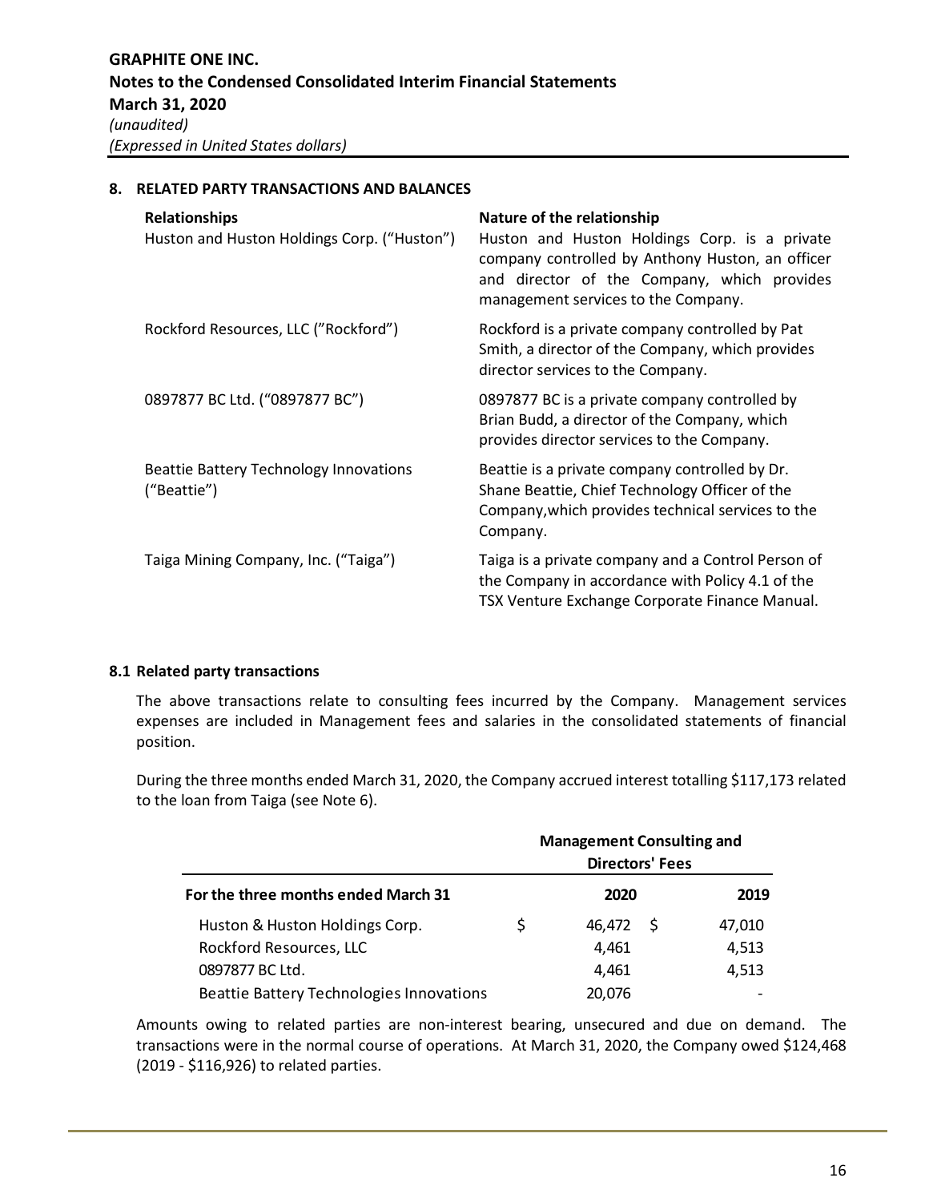## 8. RELATED PARTY TRANSACTIONS AND BALANCES

| Relationships | Nature of the relationship |
|---|---|
| Huston and Huston Holdings Corp. ("Huston") | Huston and Huston Holdings Corp. is a private company controlled by Anthony Huston, an officer and director of the Company, which provides management services to the Company. |
| Rockford Resources, LLC ("Rockford") | Rockford is a private company controlled by Pat Smith, a director of the Company, which provides director services to the Company. |
| 0897877 BC Ltd. ("0897877 BC") | 0897877 BC is a private company controlled by Brian Budd, a director of the Company, which provides director services to the Company. |
| Beattie Battery Technology Innovations ("Beattie") | Beattie is a private company controlled by Dr. Shane Beattie, Chief Technology Officer of the Company,which provides technical services to the Company. |
| Taiga Mining Company, Inc. ("Taiga") | Taiga is a private company and a Control Person of the Company in accordance with Policy 4.1 of the TSX Venture Exchange Corporate Finance Manual. |

### 8.1 Related party transactions

The above transactions relate to consulting fees incurred by the Company. Management services expenses are included in Management fees and salaries in the consolidated statements of financial position.

During the three months ended March 31, 2020, the Company accrued interest totalling $117,173 related to the loan from Taiga (see Note 6).

| | Management Consulting and Directors' Fees | |
|---|---|---|
| **For the three months ended March 31** | **2020** | **2019** |
| Huston & Huston Holdings Corp. | $ 46,472 | $ 47,010 |
| Rockford Resources, LLC | 4,461 | 4,513 |
| 0897877 BC Ltd. | 4,461 | 4,513 |
| Beattie Battery Technologies Innovations | 20,076 | - |

Amounts owing to related parties are non-interest bearing, unsecured and due on demand. The transactions were in the normal course of operations. At March 31, 2020, the Company owed $124,468 (2019 - $116,926) to related parties.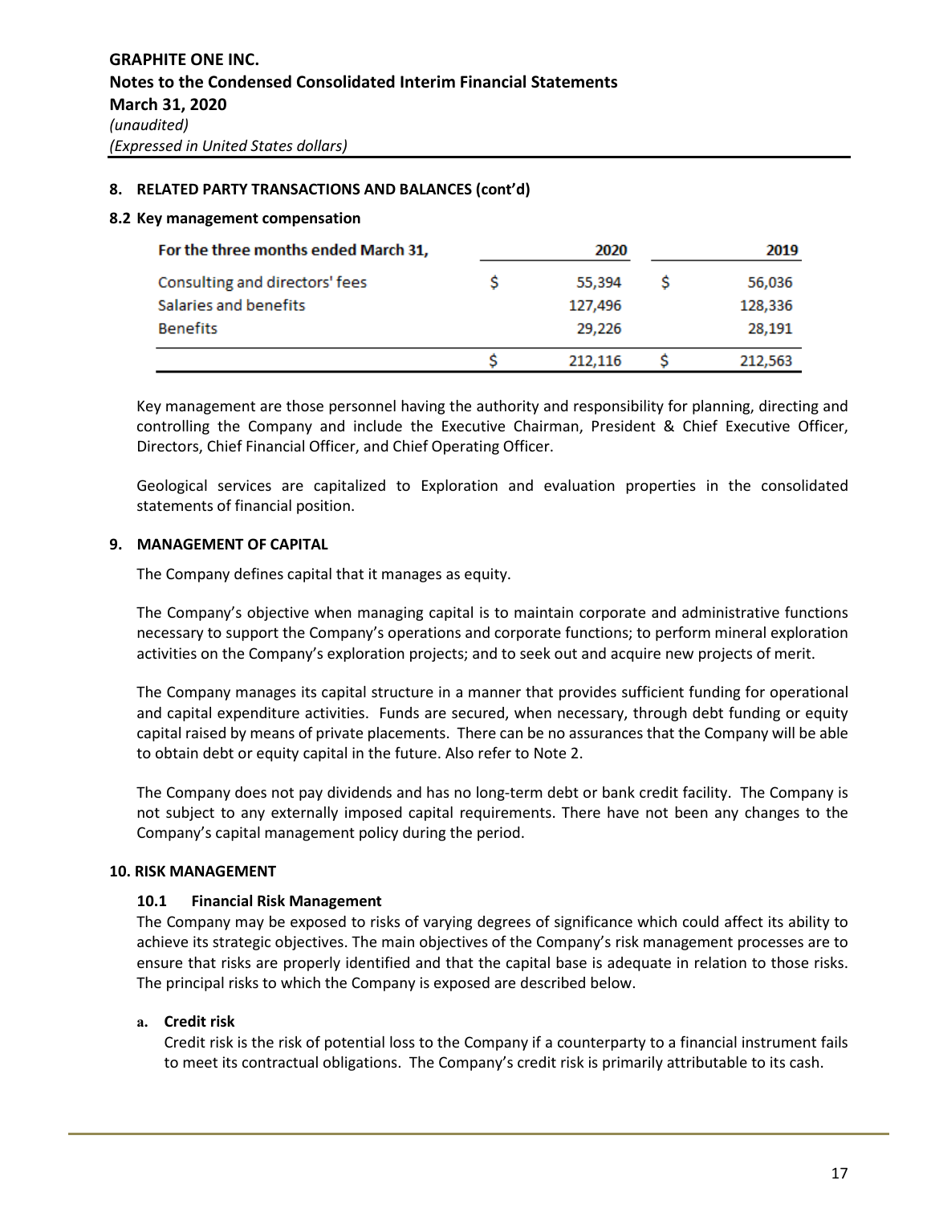## 8. RELATED PARTY TRANSACTIONS AND BALANCES (cont'd)

### 8.2 Key management compensation

| For the three months ended March 31, | | 2020 | | 2019 |
|---|---|---|---|---|
| Consulting and directors' fees | $ | 55,394 | $ | 56,036 |
| Salaries and benefits | | 127,496 | | 128,336 |
| Benefits | | 29,226 | | 28,191 |
| | $ | 212,116 | $ | 212,563 |

Key management are those personnel having the authority and responsibility for planning, directing and controlling the Company and include the Executive Chairman, President & Chief Executive Officer, Directors, Chief Financial Officer, and Chief Operating Officer.

Geological services are capitalized to Exploration and evaluation properties in the consolidated statements of financial position.

## 9. MANAGEMENT OF CAPITAL

The Company defines capital that it manages as equity.

The Company's objective when managing capital is to maintain corporate and administrative functions necessary to support the Company's operations and corporate functions; to perform mineral exploration activities on the Company's exploration projects; and to seek out and acquire new projects of merit.

The Company manages its capital structure in a manner that provides sufficient funding for operational and capital expenditure activities. Funds are secured, when necessary, through debt funding or equity capital raised by means of private placements. There can be no assurances that the Company will be able to obtain debt or equity capital in the future. Also refer to Note 2.

The Company does not pay dividends and has no long-term debt or bank credit facility. The Company is not subject to any externally imposed capital requirements. There have not been any changes to the Company's capital management policy during the period.

## 10. RISK MANAGEMENT

### 10.1 Financial Risk Management

The Company may be exposed to risks of varying degrees of significance which could affect its ability to achieve its strategic objectives. The main objectives of the Company's risk management processes are to ensure that risks are properly identified and that the capital base is adequate in relation to those risks. The principal risks to which the Company is exposed are described below.

**a. Credit risk**

Credit risk is the risk of potential loss to the Company if a counterparty to a financial instrument fails to meet its contractual obligations. The Company's credit risk is primarily attributable to its cash.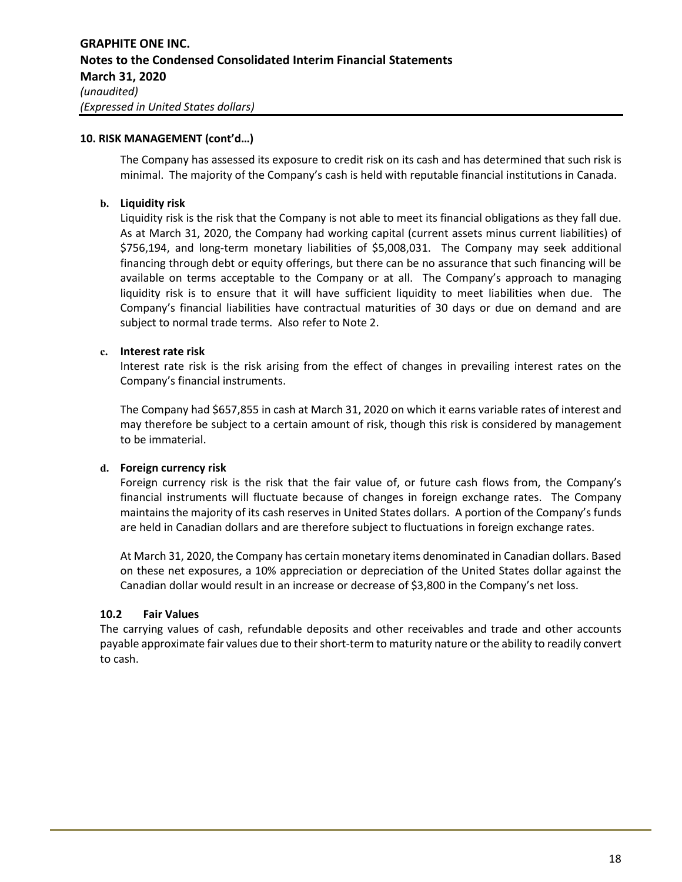**10. RISK MANAGEMENT (cont'd…)**

The Company has assessed its exposure to credit risk on its cash and has determined that such risk is minimal. The majority of the Company's cash is held with reputable financial institutions in Canada.

**b. Liquidity risk**

Liquidity risk is the risk that the Company is not able to meet its financial obligations as they fall due. As at March 31, 2020, the Company had working capital (current assets minus current liabilities) of $756,194, and long-term monetary liabilities of $5,008,031. The Company may seek additional financing through debt or equity offerings, but there can be no assurance that such financing will be available on terms acceptable to the Company or at all. The Company's approach to managing liquidity risk is to ensure that it will have sufficient liquidity to meet liabilities when due. The Company's financial liabilities have contractual maturities of 30 days or due on demand and are subject to normal trade terms. Also refer to Note 2.

**c. Interest rate risk**

Interest rate risk is the risk arising from the effect of changes in prevailing interest rates on the Company's financial instruments.

The Company had $657,855 in cash at March 31, 2020 on which it earns variable rates of interest and may therefore be subject to a certain amount of risk, though this risk is considered by management to be immaterial.

**d. Foreign currency risk**

Foreign currency risk is the risk that the fair value of, or future cash flows from, the Company's financial instruments will fluctuate because of changes in foreign exchange rates. The Company maintains the majority of its cash reserves in United States dollars. A portion of the Company's funds are held in Canadian dollars and are therefore subject to fluctuations in foreign exchange rates.

At March 31, 2020, the Company has certain monetary items denominated in Canadian dollars. Based on these net exposures, a 10% appreciation or depreciation of the United States dollar against the Canadian dollar would result in an increase or decrease of $3,800 in the Company's net loss.

### 10.2 Fair Values

The carrying values of cash, refundable deposits and other receivables and trade and other accounts payable approximate fair values due to their short-term to maturity nature or the ability to readily convert to cash.